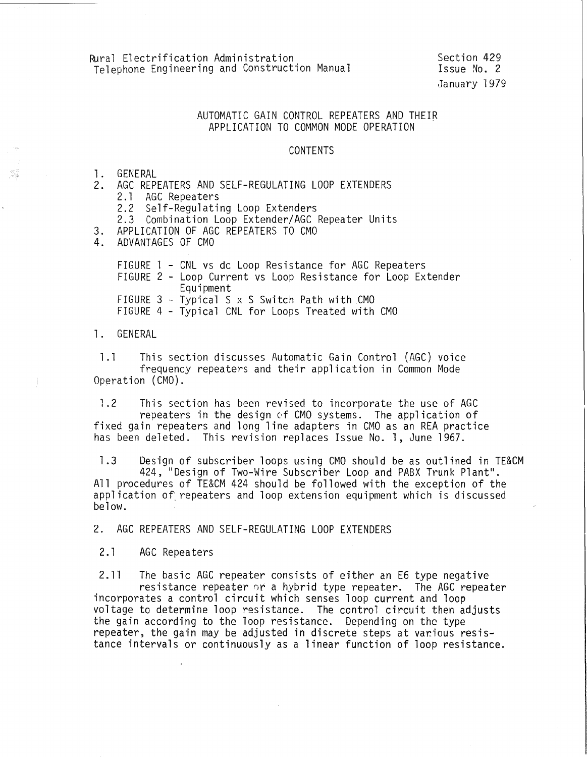Rural Electrification Administration
Telephone Engineering and Construction Manual

Section 429
Issue No. 2
January 1979

# AUTOMATIC GAIN CONTROL REPEATERS AND THEIR APPLICATION TO COMMON MODE OPERATION

## CONTENTS

1. GENERAL
2. AGC REPEATERS AND SELF-REGULATING LOOP EXTENDERS
   - 2.1 AGC Repeaters
   - 2.2 Self-Regulating Loop Extenders
   - 2.3 Combination Loop Extender/AGC Repeater Units
3. APPLICATION OF AGC REPEATERS TO CMO
4. ADVANTAGES OF CMO

FIGURE 1 - CNL vs dc Loop Resistance for AGC Repeaters
FIGURE 2 - Loop Current vs Loop Resistance for Loop Extender Equipment
FIGURE 3 - Typical S x S Switch Path with CMO
FIGURE 4 - Typical CNL for Loops Treated with CMO

## 1. GENERAL

1.1 This section discusses Automatic Gain Control (AGC) voice frequency repeaters and their application in Common Mode Operation (CMO).

1.2 This section has been revised to incorporate the use of AGC repeaters in the design of CMO systems. The application of fixed gain repeaters and long line adapters in CMO as an REA practice has been deleted. This revision replaces Issue No. 1, June 1967.

1.3 Design of subscriber loops using CMO should be as outlined in TE&CM 424, "Design of Two-Wire Subscriber Loop and PABX Trunk Plant". All procedures of TE&CM 424 should be followed with the exception of the application of repeaters and loop extension equipment which is discussed below.

## 2. AGC REPEATERS AND SELF-REGULATING LOOP EXTENDERS

### 2.1 AGC Repeaters

2.11 The basic AGC repeater consists of either an E6 type negative resistance repeater or a hybrid type repeater. The AGC repeater incorporates a control circuit which senses loop current and loop voltage to determine loop resistance. The control circuit then adjusts the gain according to the loop resistance. Depending on the type repeater, the gain may be adjusted in discrete steps at various resistance intervals or continuously as a linear function of loop resistance.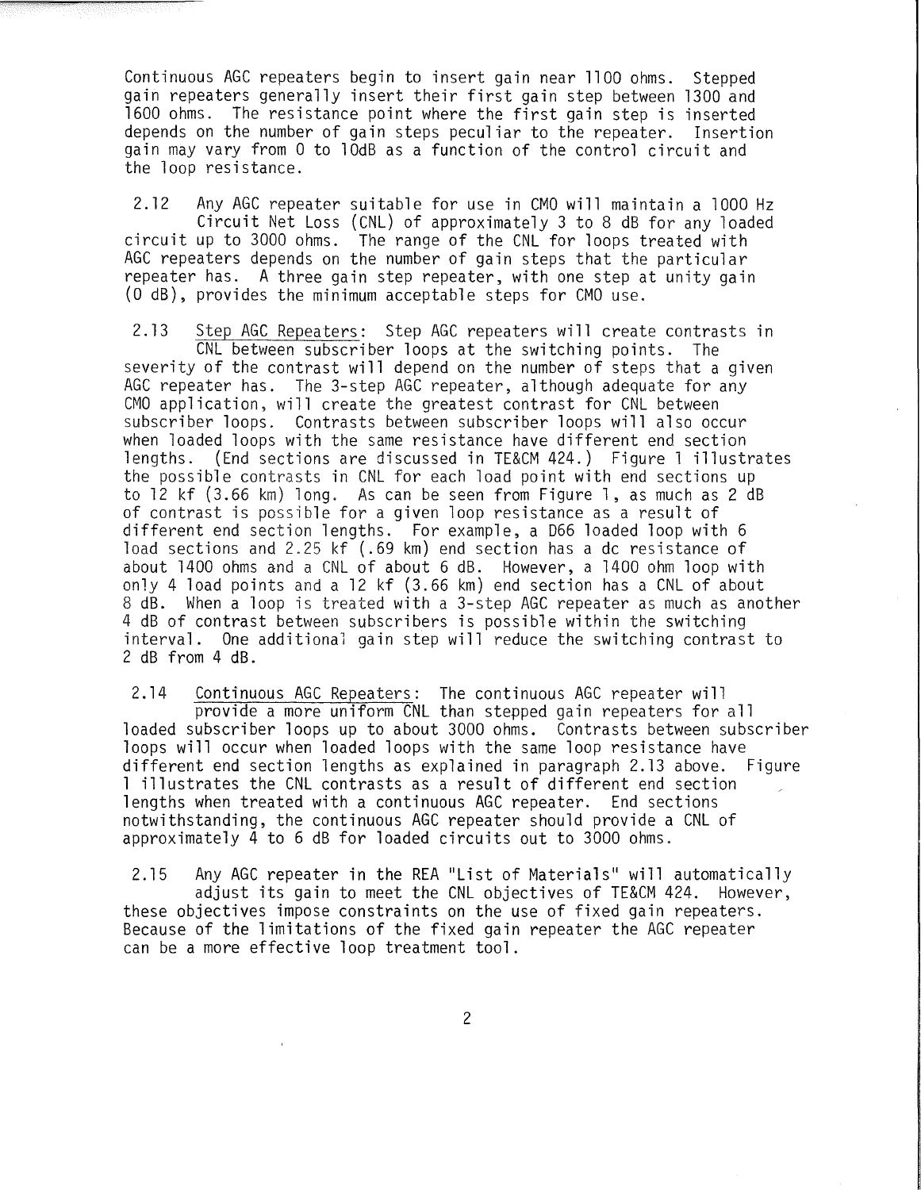Continuous AGC repeaters begin to insert gain near 1100 ohms. Stepped gain repeaters generally insert their first gain step between 1300 and 1600 ohms. The resistance point where the first gain step is inserted depends on the number of gain steps peculiar to the repeater. Insertion gain may vary from 0 to 10dB as a function of the control circuit and the loop resistance.

2.12 Any AGC repeater suitable for use in CMO will maintain a 1000 Hz Circuit Net Loss (CNL) of approximately 3 to 8 dB for any loaded circuit up to 3000 ohms. The range of the CNL for loops treated with AGC repeaters depends on the number of gain steps that the particular repeater has. A three gain step repeater, with one step at unity gain (0 dB), provides the minimum acceptable steps for CMO use.

2.13 Step AGC Repeaters: Step AGC repeaters will create contrasts in CNL between subscriber loops at the switching points. The severity of the contrast will depend on the number of steps that a given AGC repeater has. The 3-step AGC repeater, although adequate for any CMO application, will create the greatest contrast for CNL between subscriber loops. Contrasts between subscriber loops will also occur when loaded loops with the same resistance have different end section lengths. (End sections are discussed in TE&CM 424.) Figure 1 illustrates the possible contrasts in CNL for each load point with end sections up to 12 kf (3.66 km) long. As can be seen from Figure 1, as much as 2 dB of contrast is possible for a given loop resistance as a result of different end section lengths. For example, a D66 loaded loop with 6 load sections and 2.25 kf (.69 km) end section has a dc resistance of about 1400 ohms and a CNL of about 6 dB. However, a 1400 ohm loop with only 4 load points and a 12 kf (3.66 km) end section has a CNL of about 8 dB. When a loop is treated with a 3-step AGC repeater as much as another 4 dB of contrast between subscribers is possible within the switching interval. One additional gain step will reduce the switching contrast to 2 dB from 4 dB.

2.14 Continuous AGC Repeaters: The continuous AGC repeater will provide a more uniform CNL than stepped gain repeaters for all loaded subscriber loops up to about 3000 ohms. Contrasts between subscriber loops will occur when loaded loops with the same loop resistance have different end section lengths as explained in paragraph 2.13 above. Figure 1 illustrates the CNL contrasts as a result of different end section lengths when treated with a continuous AGC repeater. End sections notwithstanding, the continuous AGC repeater should provide a CNL of approximately 4 to 6 dB for loaded circuits out to 3000 ohms.

2.15 Any AGC repeater in the REA "List of Materials" will automatically adjust its gain to meet the CNL objectives of TE&CM 424. However, these objectives impose constraints on the use of fixed gain repeaters. Because of the limitations of the fixed gain repeater the AGC repeater can be a more effective loop treatment tool.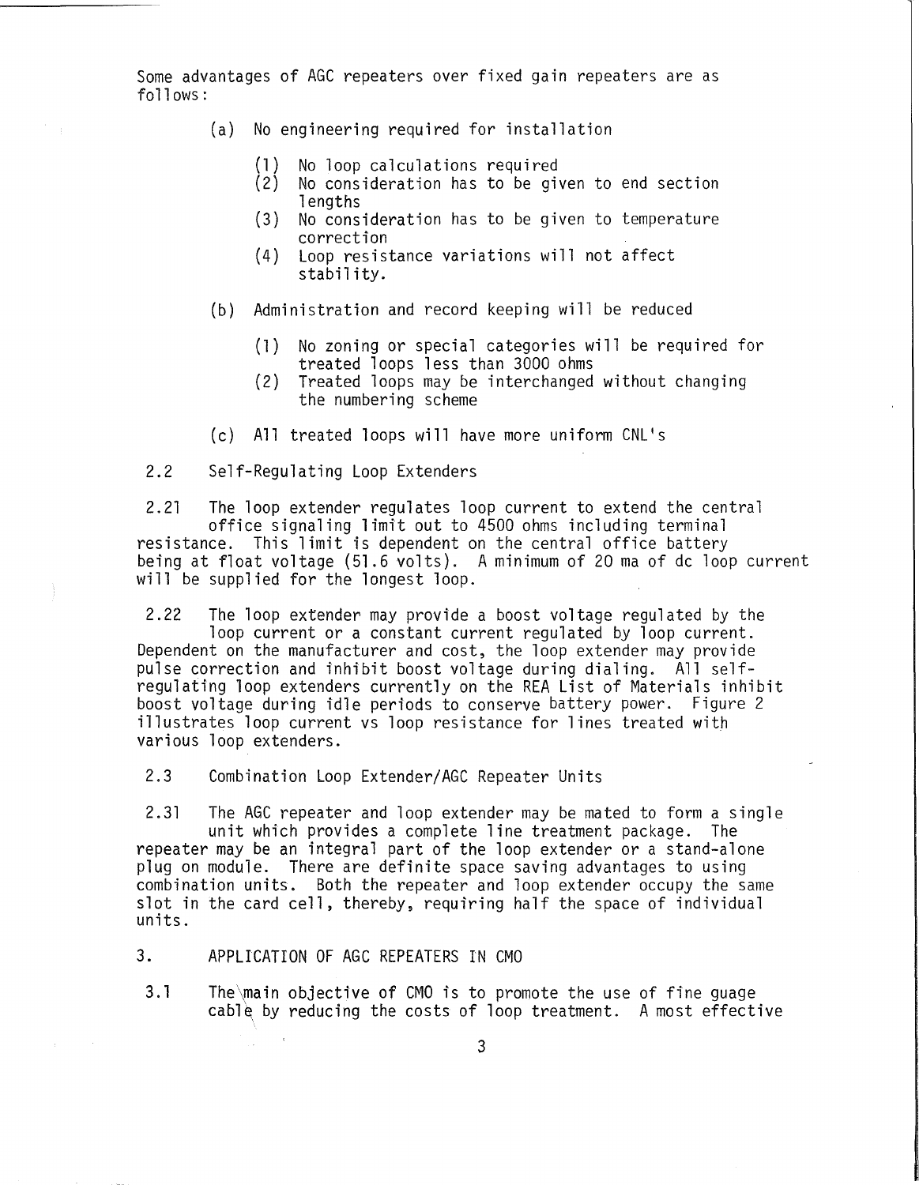Some advantages of AGC repeaters over fixed gain repeaters are as follows:

- (a) No engineering required for installation
  - (1) No loop calculations required
  - (2) No consideration has to be given to end section lengths
  - (3) No consideration has to be given to temperature correction
  - (4) Loop resistance variations will not affect stability.
- (b) Administration and record keeping will be reduced
  - (1) No zoning or special categories will be required for treated loops less than 3000 ohms
  - (2) Treated loops may be interchanged without changing the numbering scheme
- (c) All treated loops will have more uniform CNL's

## 2.2 Self-Regulating Loop Extenders

2.21 The loop extender regulates loop current to extend the central office signaling limit out to 4500 ohms including terminal resistance. This limit is dependent on the central office battery being at float voltage (51.6 volts). A minimum of 20 ma of dc loop current will be supplied for the longest loop.

2.22 The loop extender may provide a boost voltage regulated by the loop current or a constant current regulated by loop current. Dependent on the manufacturer and cost, the loop extender may provide pulse correction and inhibit boost voltage during dialing. All self-regulating loop extenders currently on the REA List of Materials inhibit boost voltage during idle periods to conserve battery power. Figure 2 illustrates loop current vs loop resistance for lines treated with various loop extenders.

## 2.3 Combination Loop Extender/AGC Repeater Units

2.31 The AGC repeater and loop extender may be mated to form a single unit which provides a complete line treatment package. The repeater may be an integral part of the loop extender or a stand-alone plug on module. There are definite space saving advantages to using combination units. Both the repeater and loop extender occupy the same slot in the card cell, thereby, requiring half the space of individual units.

# 3. APPLICATION OF AGC REPEATERS IN CMO

3.1 The main objective of CMO is to promote the use of fine guage cable by reducing the costs of loop treatment. A most effective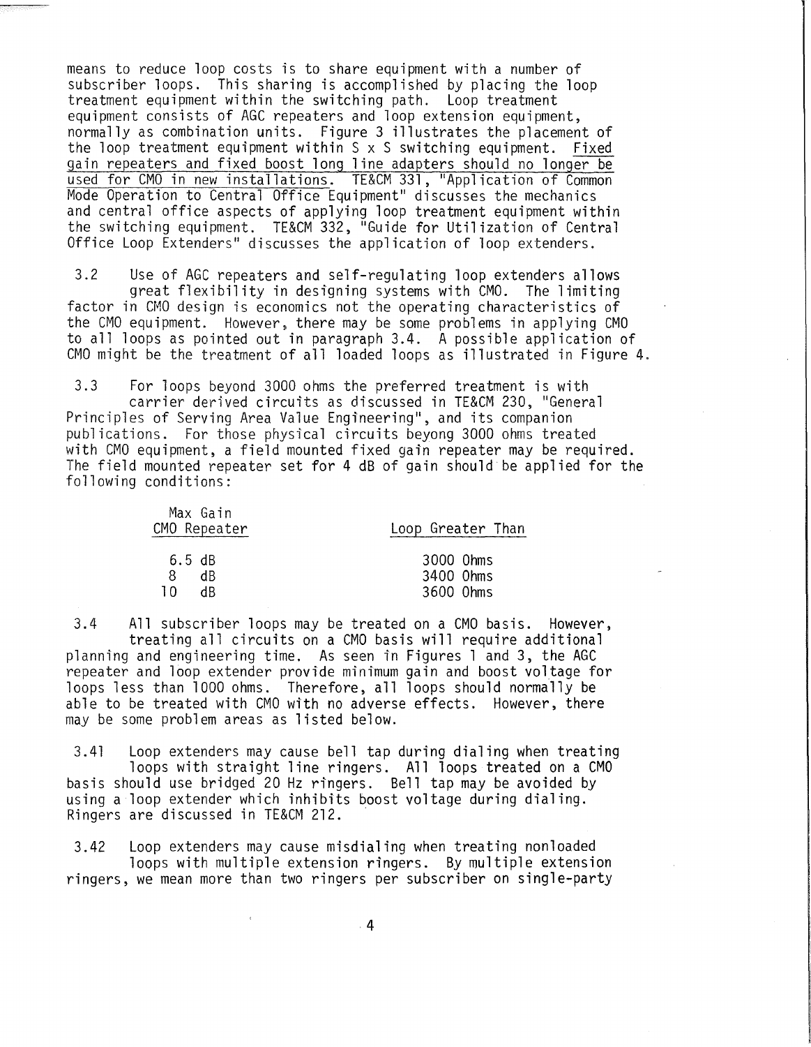means to reduce loop costs is to share equipment with a number of subscriber loops. This sharing is accomplished by placing the loop treatment equipment within the switching path. Loop treatment equipment consists of AGC repeaters and loop extension equipment, normally as combination units. Figure 3 illustrates the placement of the loop treatment equipment within S x S switching equipment. <u>Fixed gain repeaters and fixed boost long line adapters should no longer be used for CMO in new installations.</u> TE&CM 331, "Application of Common Mode Operation to Central Office Equipment" discusses the mechanics and central office aspects of applying loop treatment equipment within the switching equipment. TE&CM 332, "Guide for Utilization of Central Office Loop Extenders" discusses the application of loop extenders.

3.2 Use of AGC repeaters and self-regulating loop extenders allows great flexibility in designing systems with CMO. The limiting factor in CMO design is economics not the operating characteristics of the CMO equipment. However, there may be some problems in applying CMO to all loops as pointed out in paragraph 3.4. A possible application of CMO might be the treatment of all loaded loops as illustrated in Figure 4.

3.3 For loops beyond 3000 ohms the preferred treatment is with carrier derived circuits as discussed in TE&CM 230, "General Principles of Serving Area Value Engineering", and its companion publications. For those physical circuits beyong 3000 ohms treated with CMO equipment, a field mounted fixed gain repeater may be required. The field mounted repeater set for 4 dB of gain should be applied for the following conditions:

| Max Gain CMO Repeater | Loop Greater Than |
|---|---|
| 6.5 dB | 3000 Ohms |
| 8 dB | 3400 Ohms |
| 10 dB | 3600 Ohms |

3.4 All subscriber loops may be treated on a CMO basis. However, treating all circuits on a CMO basis will require additional planning and engineering time. As seen in Figures 1 and 3, the AGC repeater and loop extender provide minimum gain and boost voltage for loops less than 1000 ohms. Therefore, all loops should normally be able to be treated with CMO with no adverse effects. However, there may be some problem areas as listed below.

3.41 Loop extenders may cause bell tap during dialing when treating loops with straight line ringers. All loops treated on a CMO basis should use bridged 20 Hz ringers. Bell tap may be avoided by using a loop extender which inhibits boost voltage during dialing. Ringers are discussed in TE&CM 212.

3.42 Loop extenders may cause misdialing when treating nonloaded loops with multiple extension ringers. By multiple extension ringers, we mean more than two ringers per subscriber on single-party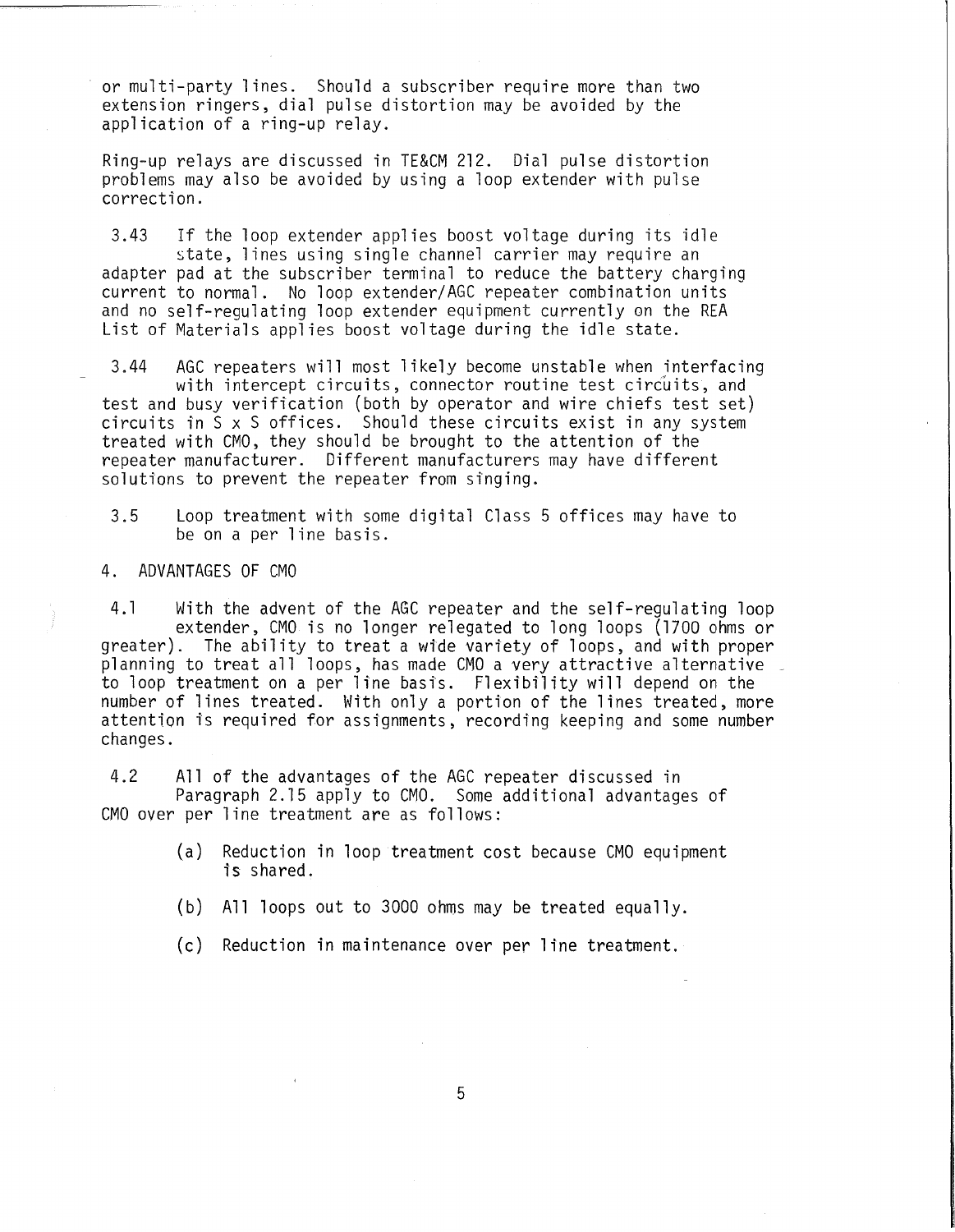or multi-party lines. Should a subscriber require more than two extension ringers, dial pulse distortion may be avoided by the application of a ring-up relay.

Ring-up relays are discussed in TE&CM 212. Dial pulse distortion problems may also be avoided by using a loop extender with pulse correction.

3.43 If the loop extender applies boost voltage during its idle state, lines using single channel carrier may require an adapter pad at the subscriber terminal to reduce the battery charging current to normal. No loop extender/AGC repeater combination units and no self-regulating loop extender equipment currently on the REA List of Materials applies boost voltage during the idle state.

3.44 AGC repeaters will most likely become unstable when interfacing with intercept circuits, connector routine test circuits, and test and busy verification (both by operator and wire chiefs test set) circuits in S x S offices. Should these circuits exist in any system treated with CMO, they should be brought to the attention of the repeater manufacturer. Different manufacturers may have different solutions to prevent the repeater from singing.

3.5 Loop treatment with some digital Class 5 offices may have to be on a per line basis.

## 4. ADVANTAGES OF CMO

4.1 With the advent of the AGC repeater and the self-regulating loop extender, CMO is no longer relegated to long loops (1700 ohms or greater). The ability to treat a wide variety of loops, and with proper planning to treat all loops, has made CMO a very attractive alternative to loop treatment on a per line basis. Flexibility will depend on the number of lines treated. With only a portion of the lines treated, more attention is required for assignments, recording keeping and some number changes.

4.2 All of the advantages of the AGC repeater discussed in Paragraph 2.15 apply to CMO. Some additional advantages of CMO over per line treatment are as follows:

(a) Reduction in loop treatment cost because CMO equipment is shared.

(b) All loops out to 3000 ohms may be treated equally.

(c) Reduction in maintenance over per line treatment.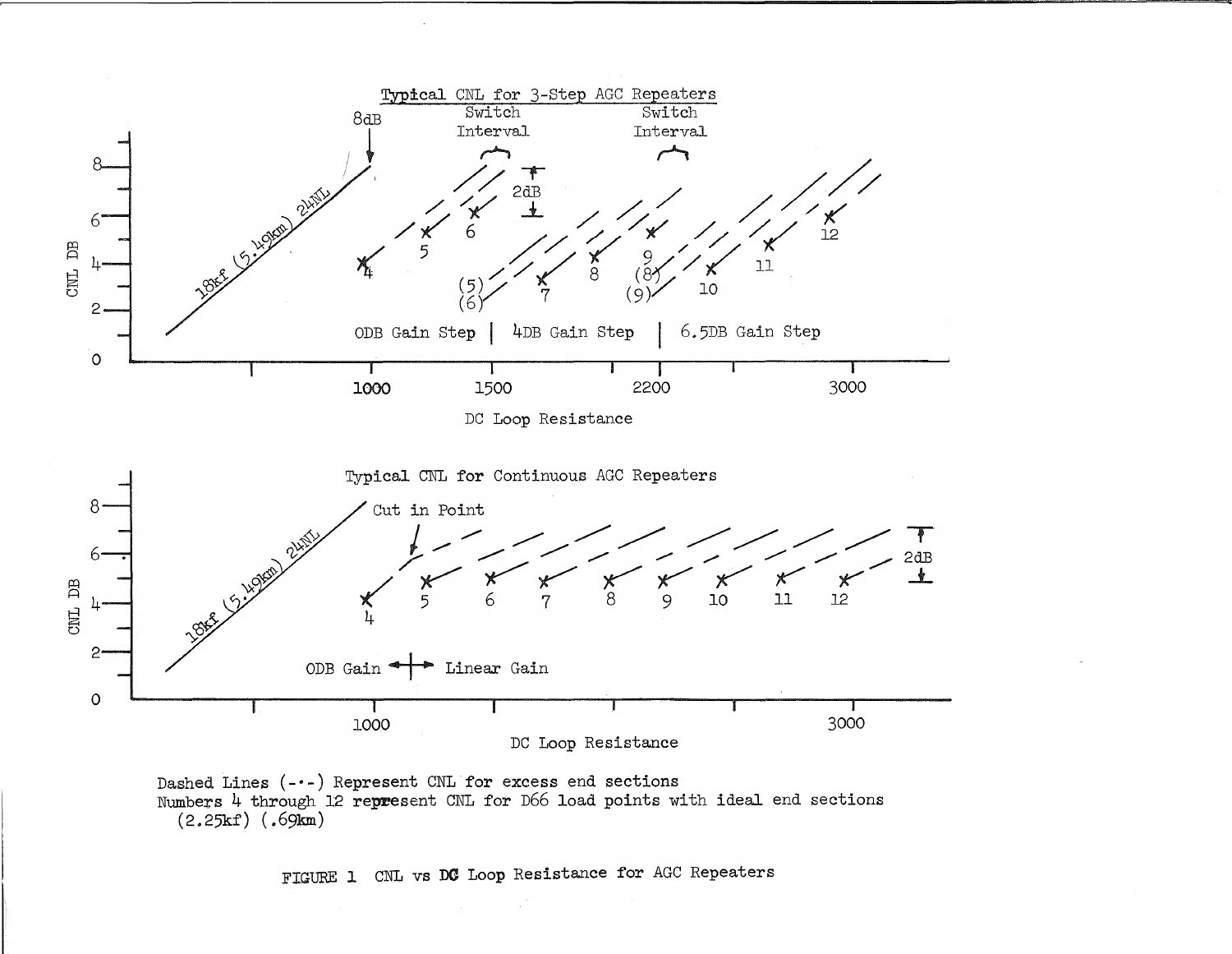Dashed Lines (-•-) Represent CNL for excess end sections
Numbers 4 through 12 represent CNL for D66 load points with ideal end sections (2.25kf) (.69km)

FIGURE 1 CNL vs DC Loop Resistance for AGC Repeaters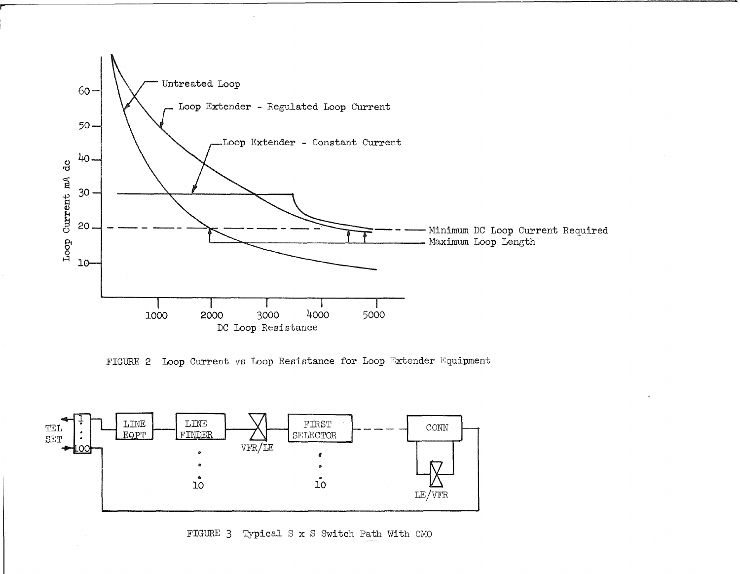FIGURE 2 Loop Current vs Loop Resistance for Loop Extender Equipment

FIGURE 3 Typical S x S Switch Path With CMO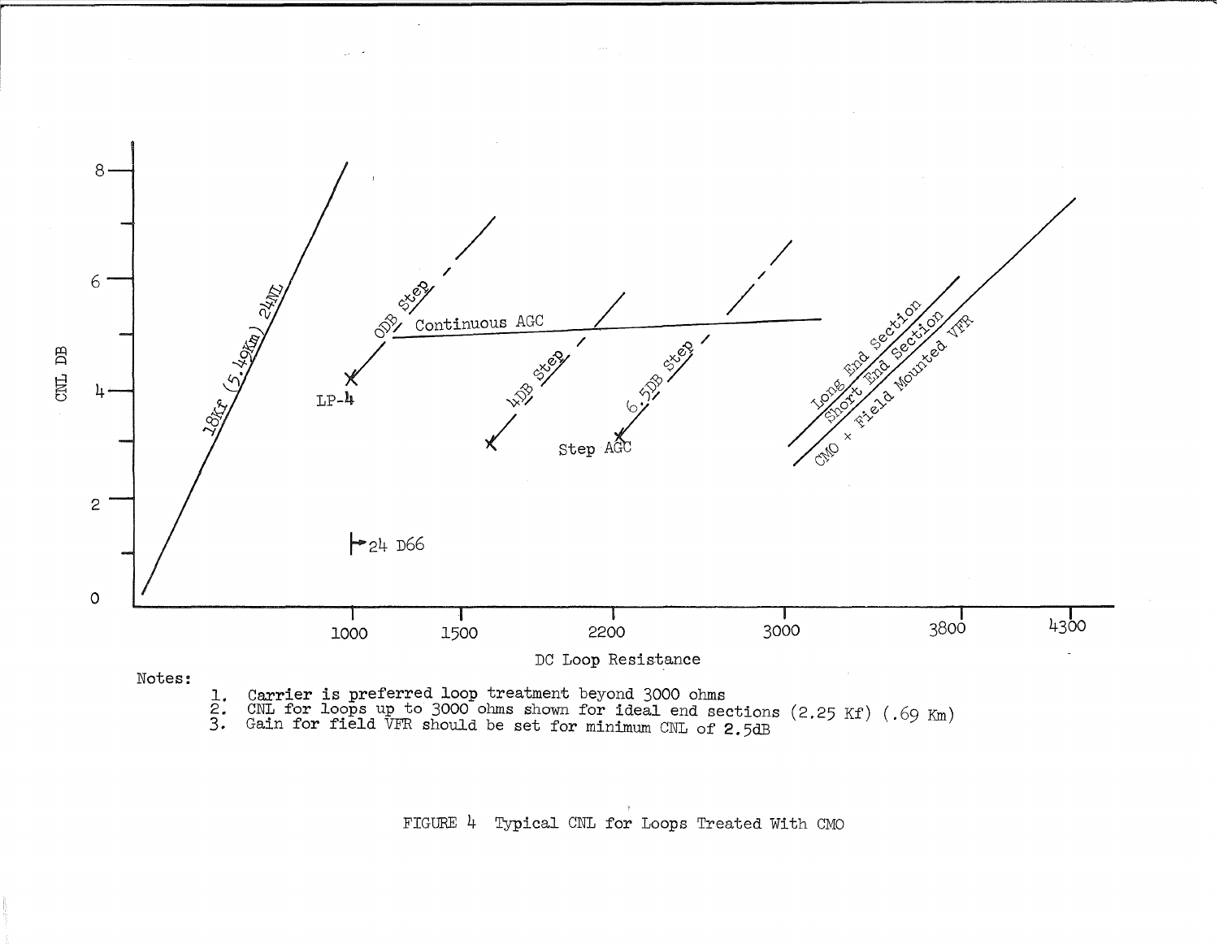CNL DB

8

6

4

2

0

18Kf (5.49Km) 24NL

0DB Step

Continuous AGC

LP-4

4DB Step

6.5DB Step

Step AGC

Long End Section

Short End Section

CMO + Field Mounted VFR

24 D66

1000

1500

2200

3000

3800

4300

DC Loop Resistance

Notes:

1. Carrier is preferred loop treatment beyond 3000 ohms
2. CNL for loops up to 3000 ohms shown for ideal end sections (2.25 Kf) (.69 Km)
3. Gain for field VFR should be set for minimum CNL of 2.5dB

FIGURE 4 Typical CNL for Loops Treated With CMO